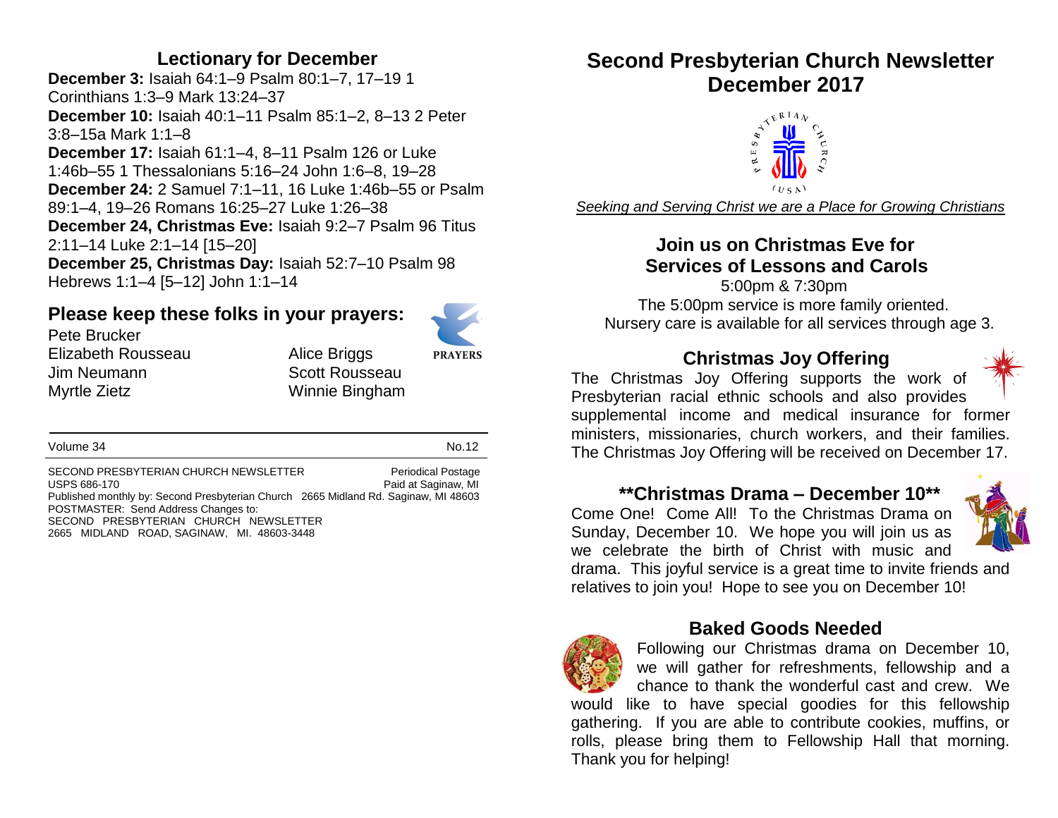## Lectionary for December

**December 3:** Isaiah 64:1–9 Psalm 80:1–7, 17–19 1 Corinthians 1:3–9 Mark 13:24–37

**December 10:** Isaiah 40:1–11 Psalm 85:1–2, 8–13 2 Peter 3:8–15a Mark 1:1–8

**December 17:** Isaiah 61:1–4, 8–11 Psalm 126 or Luke 1:46b–55 1 Thessalonians 5:16–24 John 1:6–8, 19–28

**December 24:** 2 Samuel 7:1–11, 16 Luke 1:46b–55 or Psalm 89:1–4, 19–26 Romans 16:25–27 Luke 1:26–38

**December 24, Christmas Eve:** Isaiah 9:2–7 Psalm 96 Titus 2:11–14 Luke 2:1–14 [15–20]

**December 25, Christmas Day:** Isaiah 52:7–10 Psalm 98 Hebrews 1:1–4 [5–12] John 1:1–14

## Please keep these folks in your prayers:

PRAYERS

Pete Brucker
Elizabeth Rousseau
Jim Neumann
Myrtle Zietz
Alice Briggs
Scott Rousseau
Winnie Bingham

Volume 34 No.12

SECOND PRESBYTERIAN CHURCH NEWSLETTER Periodical Postage
USPS 686-170 Paid at Saginaw, MI
Published monthly by: Second Presbyterian Church 2665 Midland Rd. Saginaw, MI 48603
POSTMASTER: Send Address Changes to:
SECOND PRESBYTERIAN CHURCH NEWSLETTER
2665 MIDLAND ROAD, SAGINAW, MI. 48603-3448

# Second Presbyterian Church Newsletter December 2017

PRESBYTERIAN CHURCH (USA)

*Seeking and Serving Christ we are a Place for Growing Christians*

## Join us on Christmas Eve for Services of Lessons and Carols

5:00pm & 7:30pm
The 5:00pm service is more family oriented.
Nursery care is available for all services through age 3.

## Christmas Joy Offering

The Christmas Joy Offering supports the work of Presbyterian racial ethnic schools and also provides supplemental income and medical insurance for former ministers, missionaries, church workers, and their families. The Christmas Joy Offering will be received on December 17.

## **Christmas Drama – December 10**

Come One! Come All! To the Christmas Drama on Sunday, December 10. We hope you will join us as we celebrate the birth of Christ with music and drama. This joyful service is a great time to invite friends and relatives to join you! Hope to see you on December 10!

## Baked Goods Needed

Following our Christmas drama on December 10, we will gather for refreshments, fellowship and a chance to thank the wonderful cast and crew. We would like to have special goodies for this fellowship gathering. If you are able to contribute cookies, muffins, or rolls, please bring them to Fellowship Hall that morning. Thank you for helping!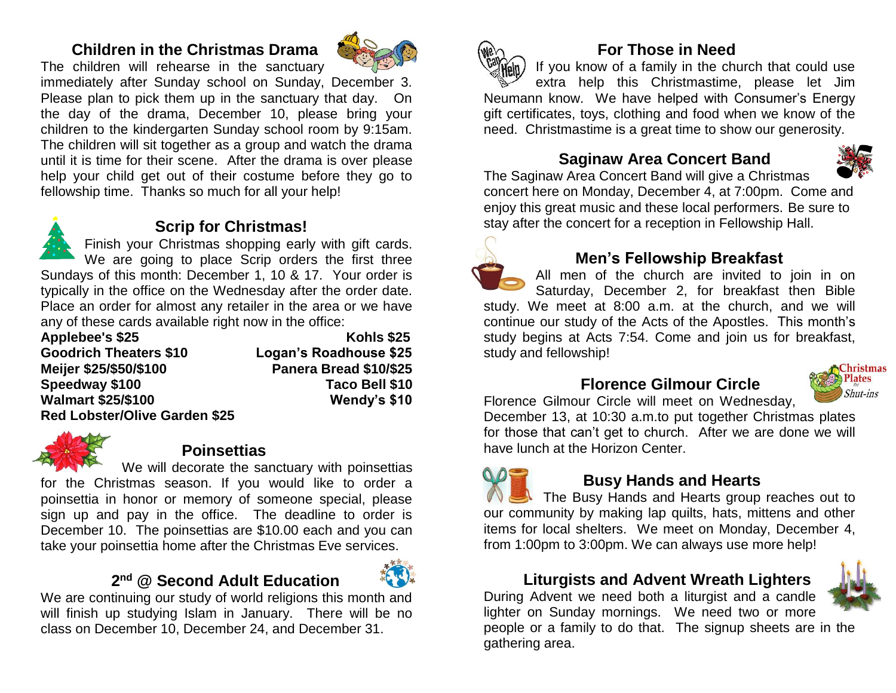## Children in the Christmas Drama

The children will rehearse in the sanctuary immediately after Sunday school on Sunday, December 3. Please plan to pick them up in the sanctuary that day. On the day of the drama, December 10, please bring your children to the kindergarten Sunday school room by 9:15am. The children will sit together as a group and watch the drama until it is time for their scene. After the drama is over please help your child get out of their costume before they go to fellowship time. Thanks so much for all your help!

## Scrip for Christmas!

Finish your Christmas shopping early with gift cards. We are going to place Scrip orders the first three Sundays of this month: December 1, 10 & 17. Your order is typically in the office on the Wednesday after the order date. Place an order for almost any retailer in the area or we have any of these cards available right now in the office:

**Applebee's $25** | **Kohls $25**
**Goodrich Theaters $10** | **Logan's Roadhouse $25**
**Meijer $25/$50/$100** | **Panera Bread $10/$25**
**Speedway $100** | **Taco Bell $10**
**Walmart $25/$100** | **Wendy's $10**
**Red Lobster/Olive Garden $25**

## Poinsettias

We will decorate the sanctuary with poinsettias for the Christmas season. If you would like to order a poinsettia in honor or memory of someone special, please sign up and pay in the office. The deadline to order is December 10. The poinsettias are $10.00 each and you can take your poinsettia home after the Christmas Eve services.

## 2nd @ Second Adult Education

We are continuing our study of world religions this month and will finish up studying Islam in January. There will be no class on December 10, December 24, and December 31.

## For Those in Need

If you know of a family in the church that could use extra help this Christmastime, please let Jim Neumann know. We have helped with Consumer's Energy gift certificates, toys, clothing and food when we know of the need. Christmastime is a great time to show our generosity.

## Saginaw Area Concert Band

The Saginaw Area Concert Band will give a Christmas concert here on Monday, December 4, at 7:00pm. Come and enjoy this great music and these local performers. Be sure to stay after the concert for a reception in Fellowship Hall.

## Men's Fellowship Breakfast

All men of the church are invited to join in on Saturday, December 2, for breakfast then Bible study. We meet at 8:00 a.m. at the church, and we will continue our study of the Acts of the Apostles. This month's study begins at Acts 7:54. Come and join us for breakfast, study and fellowship!

## Florence Gilmour Circle

Florence Gilmour Circle will meet on Wednesday, December 13, at 10:30 a.m.to put together Christmas plates for those that can't get to church. After we are done we will have lunch at the Horizon Center.

## Busy Hands and Hearts

The Busy Hands and Hearts group reaches out to our community by making lap quilts, hats, mittens and other items for local shelters. We meet on Monday, December 4, from 1:00pm to 3:00pm. We can always use more help!

## Liturgists and Advent Wreath Lighters

During Advent we need both a liturgist and a candle lighter on Sunday mornings. We need two or more people or a family to do that. The signup sheets are in the gathering area.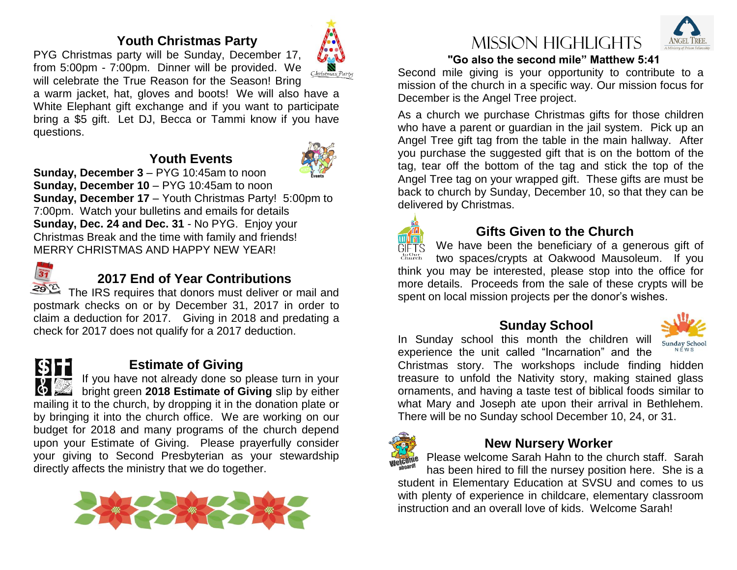## Youth Christmas Party

PYG Christmas party will be Sunday, December 17, from 5:00pm - 7:00pm. Dinner will be provided. We will celebrate the True Reason for the Season! Bring a warm jacket, hat, gloves and boots! We will also have a White Elephant gift exchange and if you want to participate bring a $5 gift. Let DJ, Becca or Tammi know if you have questions.

## Youth Events

**Sunday, December 3** – PYG 10:45am to noon
**Sunday, December 10** – PYG 10:45am to noon
**Sunday, December 17** – Youth Christmas Party! 5:00pm to 7:00pm. Watch your bulletins and emails for details
**Sunday, Dec. 24 and Dec. 31** - No PYG. Enjoy your Christmas Break and the time with family and friends! MERRY CHRISTMAS AND HAPPY NEW YEAR!

## 2017 End of Year Contributions

The IRS requires that donors must deliver or mail and postmark checks on or by December 31, 2017 in order to claim a deduction for 2017. Giving in 2018 and predating a check for 2017 does not qualify for a 2017 deduction.

## Estimate of Giving

If you have not already done so please turn in your bright green **2018 Estimate of Giving** slip by either mailing it to the church, by dropping it in the donation plate or by bringing it into the church office. We are working on our budget for 2018 and many programs of the church depend upon your Estimate of Giving. Please prayerfully consider your giving to Second Presbyterian as your stewardship directly affects the ministry that we do together.

# MISSION HIGHLIGHTS

**"Go also the second mile" Matthew 5:41**

Second mile giving is your opportunity to contribute to a mission of the church in a specific way. Our mission focus for December is the Angel Tree project.

As a church we purchase Christmas gifts for those children who have a parent or guardian in the jail system. Pick up an Angel Tree gift tag from the table in the main hallway. After you purchase the suggested gift that is on the bottom of the tag, tear off the bottom of the tag and stick the top of the Angel Tree tag on your wrapped gift. These gifts are must be back to church by Sunday, December 10, so that they can be delivered by Christmas.

## Gifts Given to the Church

We have been the beneficiary of a generous gift of two spaces/crypts at Oakwood Mausoleum. If you think you may be interested, please stop into the office for more details. Proceeds from the sale of these crypts will be spent on local mission projects per the donor's wishes.

## Sunday School

In Sunday school this month the children will experience the unit called "Incarnation" and the Christmas story. The workshops include finding hidden treasure to unfold the Nativity story, making stained glass ornaments, and having a taste test of biblical foods similar to what Mary and Joseph ate upon their arrival in Bethlehem. There will be no Sunday school December 10, 24, or 31.

## New Nursery Worker

Please welcome Sarah Hahn to the church staff. Sarah has been hired to fill the nursey position here. She is a student in Elementary Education at SVSU and comes to us with plenty of experience in childcare, elementary classroom instruction and an overall love of kids. Welcome Sarah!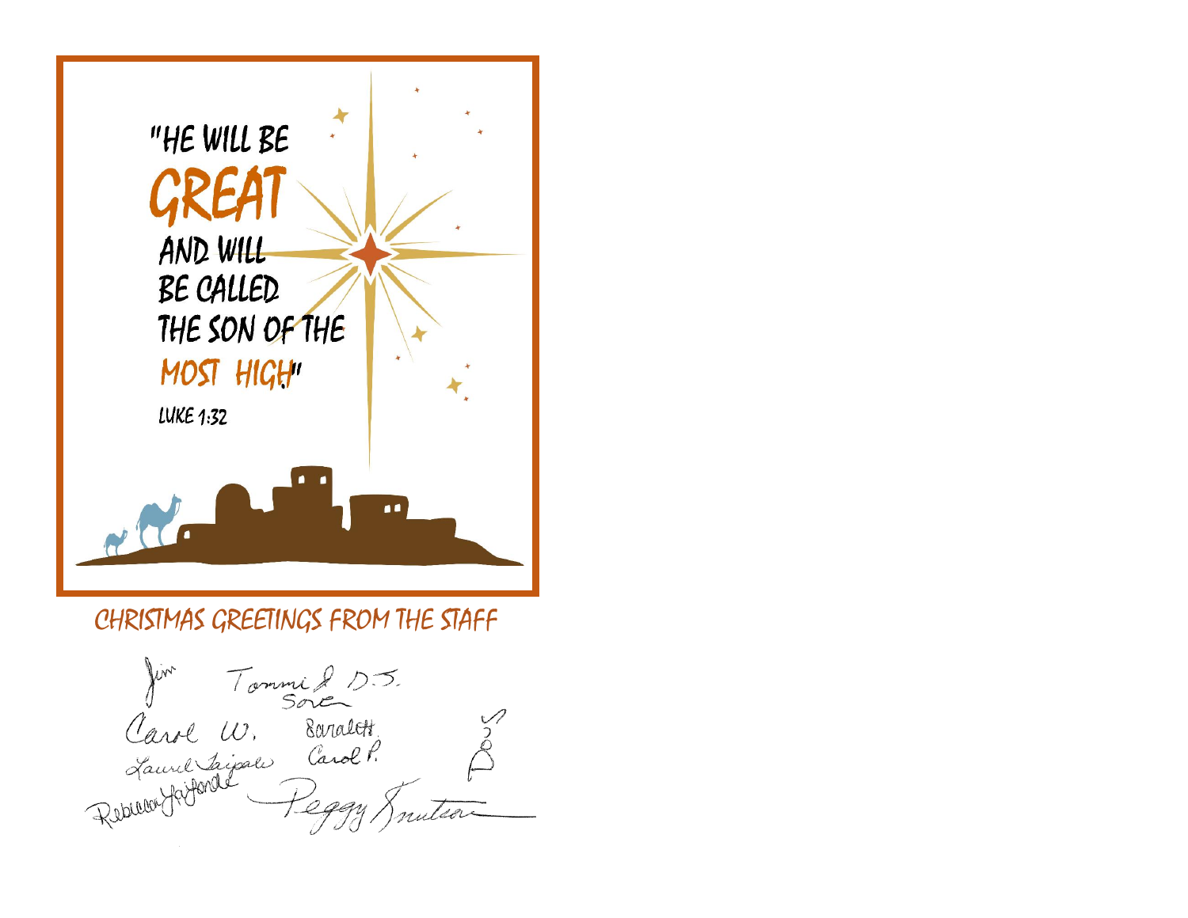"HE WILL BE **GREAT** AND WILL BE CALLED THE SON OF THE MOST HIGH"

LUKE 1:32

CHRISTMAS GREETINGS FROM THE STAFF

Jim Tommi & D.S. Sore

Carol W. Saralett

Laurel Taipale Carol P.

Rebecca LaFonde Peggy Knutson

Dou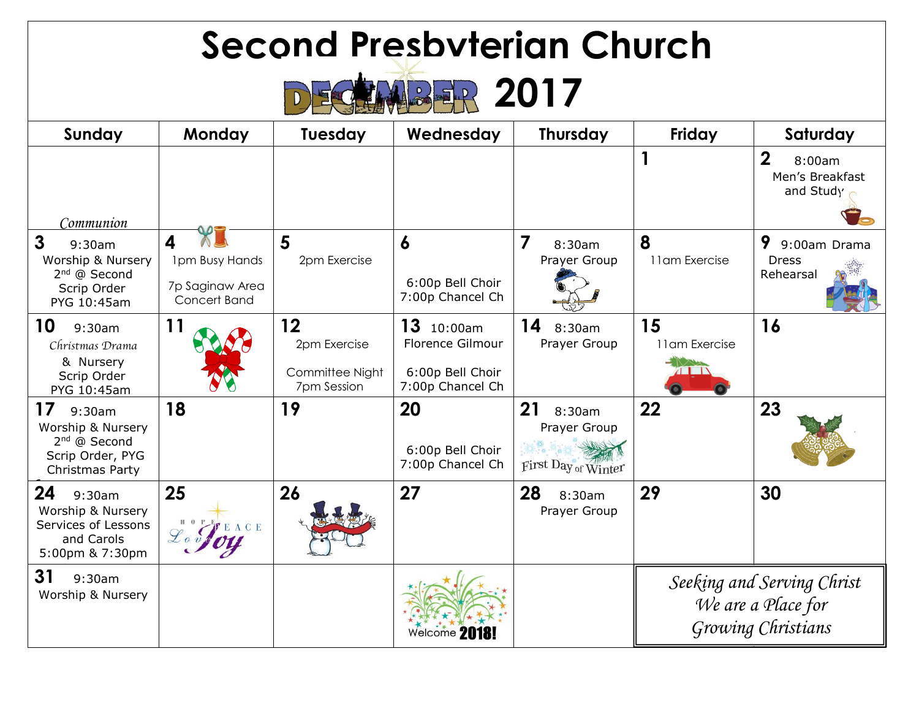# Second Presbyterian Church

## DECEMBER 2017

| Sunday | Monday | Tuesday | Wednesday | Thursday | Friday | Saturday |
|---|---|---|---|---|---|---|
| *Communion* | | | | | **1** | **2** 8:00am Men's Breakfast and Study |
| **3** 9:30am Worship & Nursery 2nd @ Second Scrip Order PYG 10:45am | **4** 1pm Busy Hands 7p Saginaw Area Concert Band | **5** 2pm Exercise | **6** 6:00p Bell Choir 7:00p Chancel Ch | **7** 8:30am Prayer Group | **8** 11am Exercise | **9** 9:00am Drama Dress Rehearsal |
| **10** 9:30am *Christmas Drama* & Nursery Scrip Order PYG 10:45am | **11** | **12** 2pm Exercise Committee Night 7pm Session | **13** 10:00am Florence Gilmour 6:00p Bell Choir 7:00p Chancel Ch | **14** 8:30am Prayer Group | **15** 11am Exercise | **16** |
| **17** 9:30am Worship & Nursery 2nd @ Second Scrip Order, PYG Christmas Party | **18** | **19** | **20** 6:00p Bell Choir 7:00p Chancel Ch | **21** 8:30am Prayer Group First Day of Winter | **22** | **23** |
| **24** 9:30am Worship & Nursery Services of Lessons and Carols 5:00pm & 7:30pm | **25** Hope Peace Love Joy | **26** | **27** | **28** 8:30am Prayer Group | **29** | **30** |
| **31** 9:30am Worship & Nursery | | | Welcome 2018! | | *Seeking and Serving Christ We are a Place for Growing Christians* | |